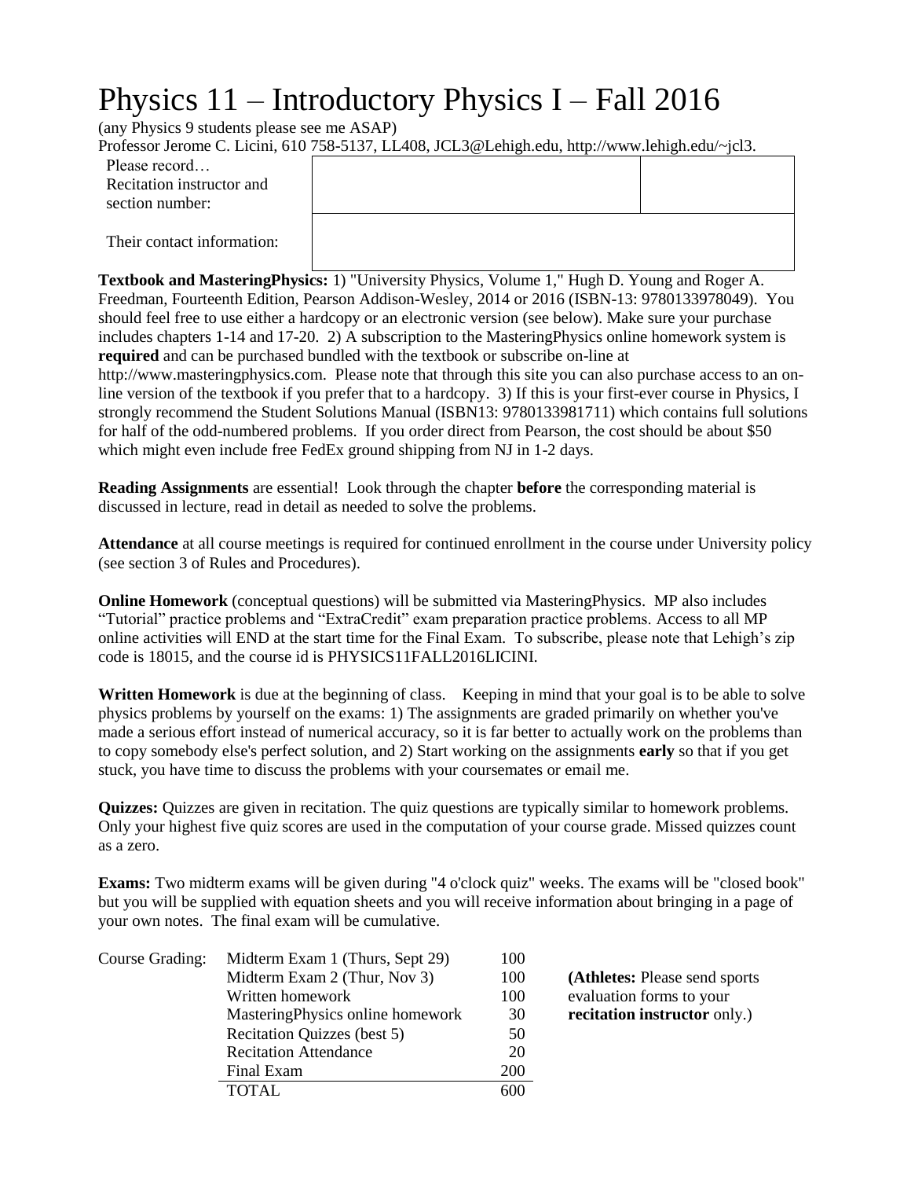# Physics 11 – Introductory Physics I – Fall 2016

(any Physics 9 students please see me ASAP)

Professor Jerome C. Licini, 610 758-5137, LL408, JCL3@Lehigh.edu, http://www.lehigh.edu/~jcl3.

| Please record… Recitation instructor and section number: | | |
| --- | --- | --- |
| Their contact information: | | |

**Textbook and MasteringPhysics:** 1) "University Physics, Volume 1," Hugh D. Young and Roger A. Freedman, Fourteenth Edition, Pearson Addison-Wesley, 2014 or 2016 (ISBN-13: 9780133978049). You should feel free to use either a hardcopy or an electronic version (see below). Make sure your purchase includes chapters 1-14 and 17-20. 2) A subscription to the MasteringPhysics online homework system is **required** and can be purchased bundled with the textbook or subscribe on-line at http://www.masteringphysics.com. Please note that through this site you can also purchase access to an on-line version of the textbook if you prefer that to a hardcopy. 3) If this is your first-ever course in Physics, I strongly recommend the Student Solutions Manual (ISBN13: 9780133981711) which contains full solutions for half of the odd-numbered problems. If you order direct from Pearson, the cost should be about $50 which might even include free FedEx ground shipping from NJ in 1-2 days.

**Reading Assignments** are essential! Look through the chapter **before** the corresponding material is discussed in lecture, read in detail as needed to solve the problems.

**Attendance** at all course meetings is required for continued enrollment in the course under University policy (see section 3 of Rules and Procedures).

**Online Homework** (conceptual questions) will be submitted via MasteringPhysics. MP also includes "Tutorial" practice problems and "ExtraCredit" exam preparation practice problems. Access to all MP online activities will END at the start time for the Final Exam. To subscribe, please note that Lehigh's zip code is 18015, and the course id is PHYSICS11FALL2016LICINI.

**Written Homework** is due at the beginning of class. Keeping in mind that your goal is to be able to solve physics problems by yourself on the exams: 1) The assignments are graded primarily on whether you've made a serious effort instead of numerical accuracy, so it is far better to actually work on the problems than to copy somebody else's perfect solution, and 2) Start working on the assignments **early** so that if you get stuck, you have time to discuss the problems with your coursemates or email me.

**Quizzes:** Quizzes are given in recitation. The quiz questions are typically similar to homework problems. Only your highest five quiz scores are used in the computation of your course grade. Missed quizzes count as a zero.

**Exams:** Two midterm exams will be given during "4 o'clock quiz" weeks. The exams will be "closed book" but you will be supplied with equation sheets and you will receive information about bringing in a page of your own notes. The final exam will be cumulative.

| Course Grading: | | |
| --- | --- | --- |
| | Midterm Exam 1 (Thurs, Sept 29) | 100 |
| | Midterm Exam 2 (Thur, Nov 3) | 100 |
| | Written homework | 100 |
| | MasteringPhysics online homework | 30 |
| | Recitation Quizzes (best 5) | 50 |
| | Recitation Attendance | 20 |
| | Final Exam | 200 |
| | TOTAL | 600 |

**(Athletes:** Please send sports evaluation forms to your **recitation instructor** only.)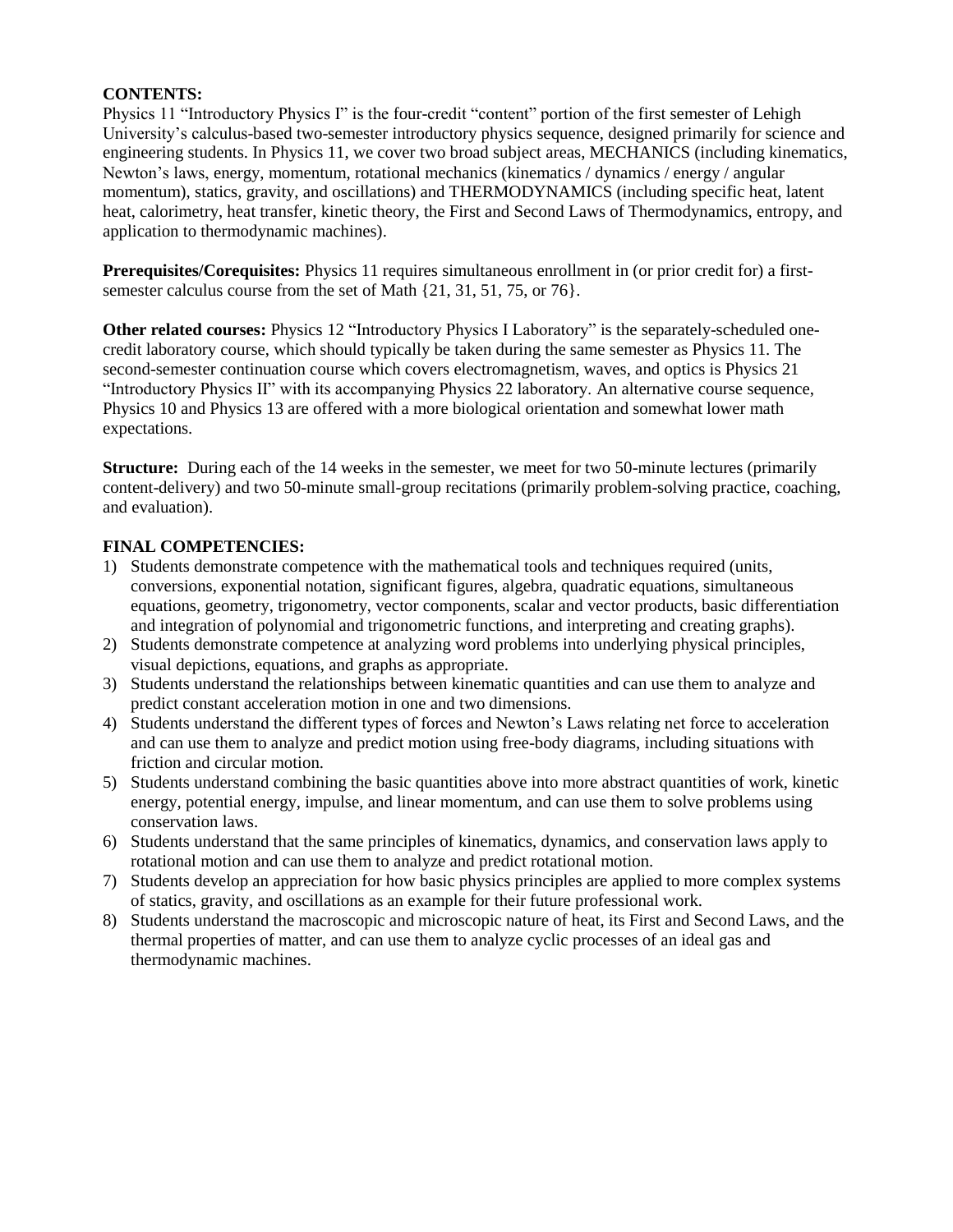**CONTENTS:**
Physics 11 "Introductory Physics I" is the four-credit "content" portion of the first semester of Lehigh University's calculus-based two-semester introductory physics sequence, designed primarily for science and engineering students. In Physics 11, we cover two broad subject areas, MECHANICS (including kinematics, Newton's laws, energy, momentum, rotational mechanics (kinematics / dynamics / energy / angular momentum), statics, gravity, and oscillations) and THERMODYNAMICS (including specific heat, latent heat, calorimetry, heat transfer, kinetic theory, the First and Second Laws of Thermodynamics, entropy, and application to thermodynamic machines).

**Prerequisites/Corequisites:** Physics 11 requires simultaneous enrollment in (or prior credit for) a first-semester calculus course from the set of Math {21, 31, 51, 75, or 76}.

**Other related courses:** Physics 12 "Introductory Physics I Laboratory" is the separately-scheduled one-credit laboratory course, which should typically be taken during the same semester as Physics 11. The second-semester continuation course which covers electromagnetism, waves, and optics is Physics 21 "Introductory Physics II" with its accompanying Physics 22 laboratory. An alternative course sequence, Physics 10 and Physics 13 are offered with a more biological orientation and somewhat lower math expectations.

**Structure:** During each of the 14 weeks in the semester, we meet for two 50-minute lectures (primarily content-delivery) and two 50-minute small-group recitations (primarily problem-solving practice, coaching, and evaluation).

**FINAL COMPETENCIES:**

1) Students demonstrate competence with the mathematical tools and techniques required (units, conversions, exponential notation, significant figures, algebra, quadratic equations, simultaneous equations, geometry, trigonometry, vector components, scalar and vector products, basic differentiation and integration of polynomial and trigonometric functions, and interpreting and creating graphs).
2) Students demonstrate competence at analyzing word problems into underlying physical principles, visual depictions, equations, and graphs as appropriate.
3) Students understand the relationships between kinematic quantities and can use them to analyze and predict constant acceleration motion in one and two dimensions.
4) Students understand the different types of forces and Newton's Laws relating net force to acceleration and can use them to analyze and predict motion using free-body diagrams, including situations with friction and circular motion.
5) Students understand combining the basic quantities above into more abstract quantities of work, kinetic energy, potential energy, impulse, and linear momentum, and can use them to solve problems using conservation laws.
6) Students understand that the same principles of kinematics, dynamics, and conservation laws apply to rotational motion and can use them to analyze and predict rotational motion.
7) Students develop an appreciation for how basic physics principles are applied to more complex systems of statics, gravity, and oscillations as an example for their future professional work.
8) Students understand the macroscopic and microscopic nature of heat, its First and Second Laws, and the thermal properties of matter, and can use them to analyze cyclic processes of an ideal gas and thermodynamic machines.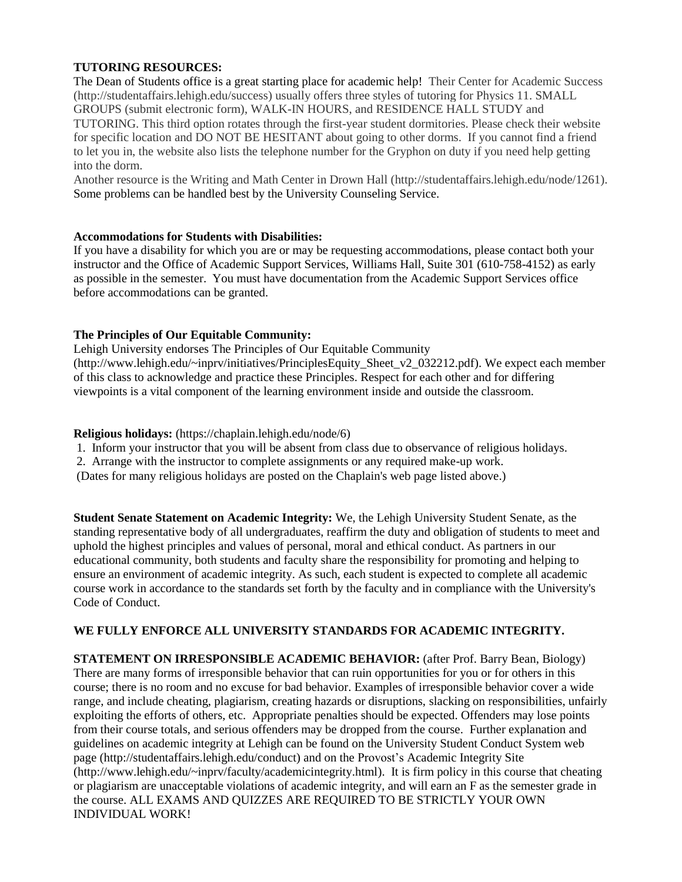**TUTORING RESOURCES:**

The Dean of Students office is a great starting place for academic help! Their Center for Academic Success (http://studentaffairs.lehigh.edu/success) usually offers three styles of tutoring for Physics 11. SMALL GROUPS (submit electronic form), WALK-IN HOURS, and RESIDENCE HALL STUDY and TUTORING. This third option rotates through the first-year student dormitories. Please check their website for specific location and DO NOT BE HESITANT about going to other dorms. If you cannot find a friend to let you in, the website also lists the telephone number for the Gryphon on duty if you need help getting into the dorm.

Another resource is the Writing and Math Center in Drown Hall (http://studentaffairs.lehigh.edu/node/1261). Some problems can be handled best by the University Counseling Service.

**Accommodations for Students with Disabilities:**

If you have a disability for which you are or may be requesting accommodations, please contact both your instructor and the Office of Academic Support Services, Williams Hall, Suite 301 (610-758-4152) as early as possible in the semester. You must have documentation from the Academic Support Services office before accommodations can be granted.

**The Principles of Our Equitable Community:**

Lehigh University endorses The Principles of Our Equitable Community (http://www.lehigh.edu/~inprv/initiatives/PrinciplesEquity_Sheet_v2_032212.pdf). We expect each member of this class to acknowledge and practice these Principles. Respect for each other and for differing viewpoints is a vital component of the learning environment inside and outside the classroom.

**Religious holidays:** (https://chaplain.lehigh.edu/node/6)

1. Inform your instructor that you will be absent from class due to observance of religious holidays.
2. Arrange with the instructor to complete assignments or any required make-up work.

(Dates for many religious holidays are posted on the Chaplain's web page listed above.)

**Student Senate Statement on Academic Integrity:** We, the Lehigh University Student Senate, as the standing representative body of all undergraduates, reaffirm the duty and obligation of students to meet and uphold the highest principles and values of personal, moral and ethical conduct. As partners in our educational community, both students and faculty share the responsibility for promoting and helping to ensure an environment of academic integrity. As such, each student is expected to complete all academic course work in accordance to the standards set forth by the faculty and in compliance with the University's Code of Conduct.

**WE FULLY ENFORCE ALL UNIVERSITY STANDARDS FOR ACADEMIC INTEGRITY.**

**STATEMENT ON IRRESPONSIBLE ACADEMIC BEHAVIOR:** (after Prof. Barry Bean, Biology) There are many forms of irresponsible behavior that can ruin opportunities for you or for others in this course; there is no room and no excuse for bad behavior. Examples of irresponsible behavior cover a wide range, and include cheating, plagiarism, creating hazards or disruptions, slacking on responsibilities, unfairly exploiting the efforts of others, etc. Appropriate penalties should be expected. Offenders may lose points from their course totals, and serious offenders may be dropped from the course. Further explanation and guidelines on academic integrity at Lehigh can be found on the University Student Conduct System web page (http://studentaffairs.lehigh.edu/conduct) and on the Provost's Academic Integrity Site (http://www.lehigh.edu/~inprv/faculty/academicintegrity.html). It is firm policy in this course that cheating or plagiarism are unacceptable violations of academic integrity, and will earn an F as the semester grade in the course. ALL EXAMS AND QUIZZES ARE REQUIRED TO BE STRICTLY YOUR OWN INDIVIDUAL WORK!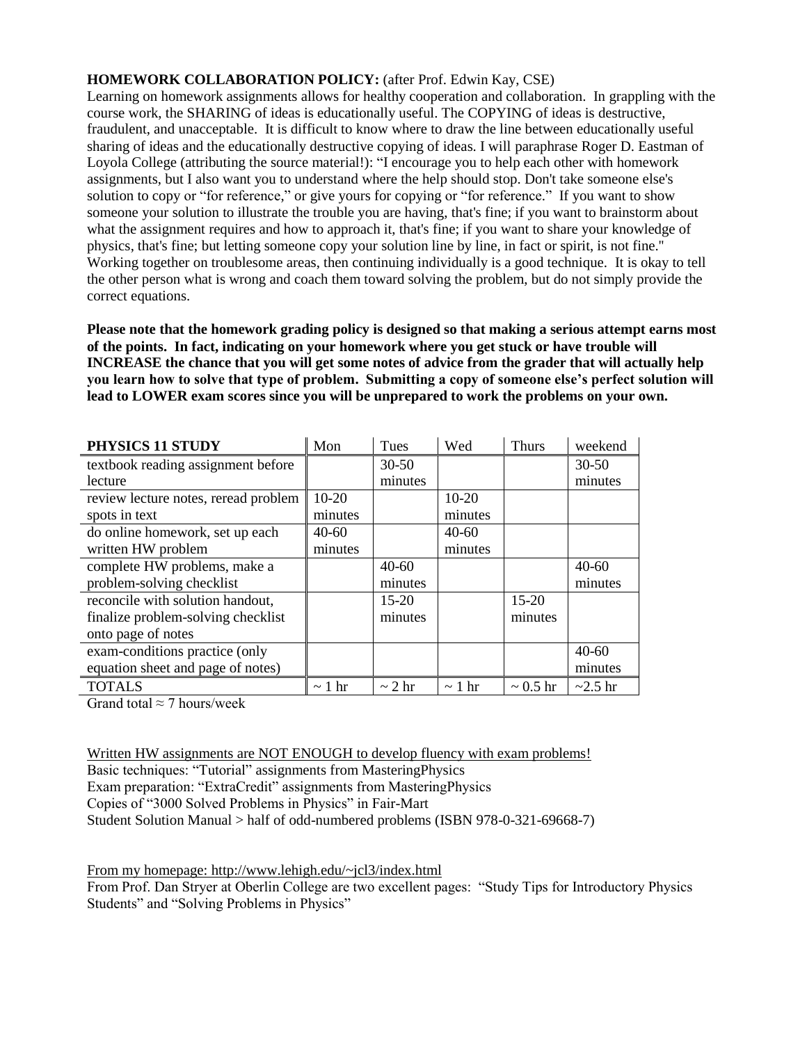**HOMEWORK COLLABORATION POLICY:** (after Prof. Edwin Kay, CSE)
Learning on homework assignments allows for healthy cooperation and collaboration. In grappling with the course work, the SHARING of ideas is educationally useful. The COPYING of ideas is destructive, fraudulent, and unacceptable. It is difficult to know where to draw the line between educationally useful sharing of ideas and the educationally destructive copying of ideas. I will paraphrase Roger D. Eastman of Loyola College (attributing the source material!): "I encourage you to help each other with homework assignments, but I also want you to understand where the help should stop. Don't take someone else's solution to copy or "for reference," or give yours for copying or "for reference." If you want to show someone your solution to illustrate the trouble you are having, that's fine; if you want to brainstorm about what the assignment requires and how to approach it, that's fine; if you want to share your knowledge of physics, that's fine; but letting someone copy your solution line by line, in fact or spirit, is not fine." Working together on troublesome areas, then continuing individually is a good technique. It is okay to tell the other person what is wrong and coach them toward solving the problem, but do not simply provide the correct equations.

**Please note that the homework grading policy is designed so that making a serious attempt earns most of the points. In fact, indicating on your homework where you get stuck or have trouble will INCREASE the chance that you will get some notes of advice from the grader that will actually help you learn how to solve that type of problem. Submitting a copy of someone else's perfect solution will lead to LOWER exam scores since you will be unprepared to work the problems on your own.**

| **PHYSICS 11 STUDY** | Mon | Tues | Wed | Thurs | weekend |
|---|---|---|---|---|---|
| textbook reading assignment before lecture | | 30-50 minutes | | | 30-50 minutes |
| review lecture notes, reread problem spots in text | 10-20 minutes | | 10-20 minutes | | |
| do online homework, set up each written HW problem | 40-60 minutes | | 40-60 minutes | | |
| complete HW problems, make a problem-solving checklist | | 40-60 minutes | | | 40-60 minutes |
| reconcile with solution handout, finalize problem-solving checklist onto page of notes | | 15-20 minutes | | 15-20 minutes | |
| exam-conditions practice (only equation sheet and page of notes) | | | | | 40-60 minutes |
| TOTALS | ~ 1 hr | ~ 2 hr | ~ 1 hr | ~ 0.5 hr | ~2.5 hr |

Grand total ≈ 7 hours/week

Written HW assignments are NOT ENOUGH to develop fluency with exam problems!
Basic techniques: "Tutorial" assignments from MasteringPhysics
Exam preparation: "ExtraCredit" assignments from MasteringPhysics
Copies of "3000 Solved Problems in Physics" in Fair-Mart
Student Solution Manual > half of odd-numbered problems (ISBN 978-0-321-69668-7)

From my homepage: http://www.lehigh.edu/~jcl3/index.html
From Prof. Dan Stryer at Oberlin College are two excellent pages: "Study Tips for Introductory Physics Students" and "Solving Problems in Physics"